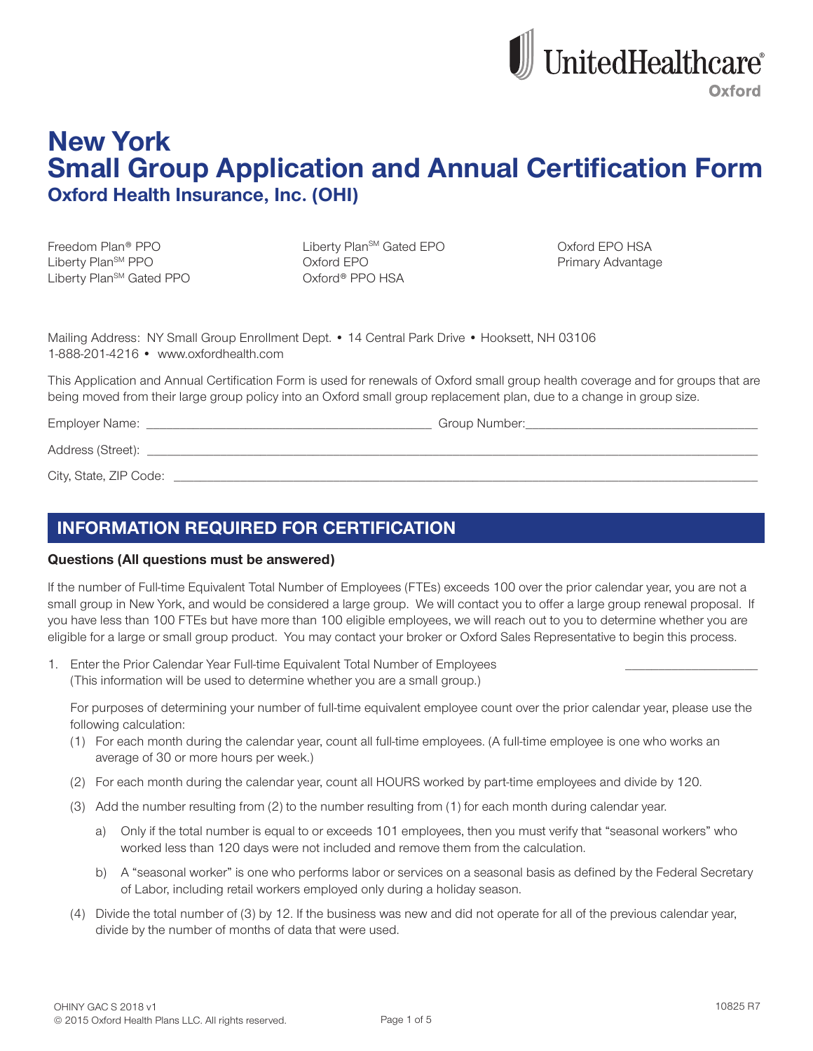UnitedHealthcare®
Oxford

# New York
# Small Group Application and Annual Certification Form
## Oxford Health Insurance, Inc. (OHI)

Freedom Plan® PPO
Liberty Plan℠ PPO
Liberty Plan℠ Gated PPO
Liberty Plan℠ Gated EPO
Oxford EPO
Oxford® PPO HSA
Oxford EPO HSA
Primary Advantage

Mailing Address: NY Small Group Enrollment Dept. • 14 Central Park Drive • Hooksett, NH 03106
1-888-201-4216 • www.oxfordhealth.com

This Application and Annual Certification Form is used for renewals of Oxford small group health coverage and for groups that are being moved from their large group policy into an Oxford small group replacement plan, due to a change in group size.

Employer Name: ____________________ Group Number: ____________________

Address (Street): ________________________________________

City, State, ZIP Code: ________________________________________

## INFORMATION REQUIRED FOR CERTIFICATION

**Questions (All questions must be answered)**

If the number of Full-time Equivalent Total Number of Employees (FTEs) exceeds 100 over the prior calendar year, you are not a small group in New York, and would be considered a large group. We will contact you to offer a large group renewal proposal. If you have less than 100 FTEs but have more than 100 eligible employees, we will reach out to you to determine whether you are eligible for a large or small group product. You may contact your broker or Oxford Sales Representative to begin this process.

1. Enter the Prior Calendar Year Full-time Equivalent Total Number of Employees ____________________
   (This information will be used to determine whether you are a small group.)

   For purposes of determining your number of full-time equivalent employee count over the prior calendar year, please use the following calculation:

   (1) For each month during the calendar year, count all full-time employees. (A full-time employee is one who works an average of 30 or more hours per week.)

   (2) For each month during the calendar year, count all HOURS worked by part-time employees and divide by 120.

   (3) Add the number resulting from (2) to the number resulting from (1) for each month during calendar year.

      a) Only if the total number is equal to or exceeds 101 employees, then you must verify that "seasonal workers" who worked less than 120 days were not included and remove them from the calculation.

      b) A "seasonal worker" is one who performs labor or services on a seasonal basis as defined by the Federal Secretary of Labor, including retail workers employed only during a holiday season.

   (4) Divide the total number of (3) by 12. If the business was new and did not operate for all of the previous calendar year, divide by the number of months of data that were used.

OHINY GAC S 2018 v1
© 2015 Oxford Health Plans LLC. All rights reserved.

10825 R7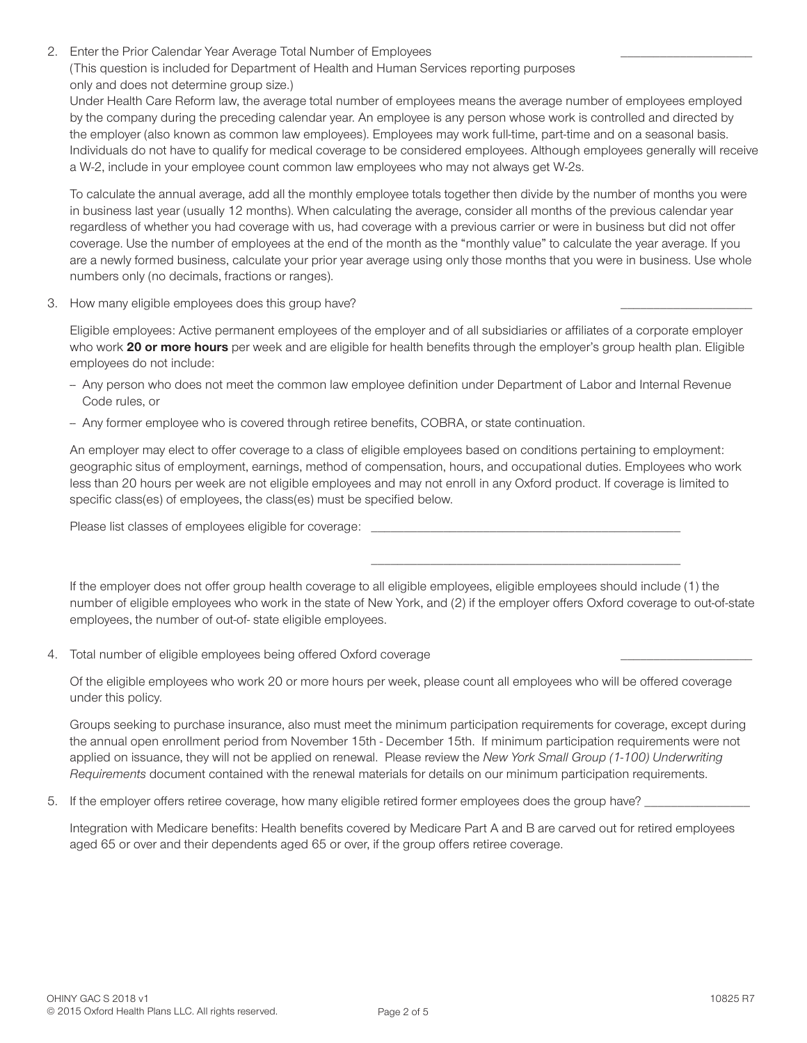2. Enter the Prior Calendar Year Average Total Number of Employees ____________________
(This question is included for Department of Health and Human Services reporting purposes only and does not determine group size.)
Under Health Care Reform law, the average total number of employees means the average number of employees employed by the company during the preceding calendar year. An employee is any person whose work is controlled and directed by the employer (also known as common law employees). Employees may work full-time, part-time and on a seasonal basis. Individuals do not have to qualify for medical coverage to be considered employees. Although employees generally will receive a W-2, include in your employee count common law employees who may not always get W-2s.

   To calculate the annual average, add all the monthly employee totals together then divide by the number of months you were in business last year (usually 12 months). When calculating the average, consider all months of the previous calendar year regardless of whether you had coverage with us, had coverage with a previous carrier or were in business but did not offer coverage. Use the number of employees at the end of the month as the "monthly value" to calculate the year average. If you are a newly formed business, calculate your prior year average using only those months that you were in business. Use whole numbers only (no decimals, fractions or ranges).

3. How many eligible employees does this group have? ____________________

   Eligible employees: Active permanent employees of the employer and of all subsidiaries or affiliates of a corporate employer who work **20 or more hours** per week and are eligible for health benefits through the employer's group health plan. Eligible employees do not include:

   – Any person who does not meet the common law employee definition under Department of Labor and Internal Revenue Code rules, or

   – Any former employee who is covered through retiree benefits, COBRA, or state continuation.

   An employer may elect to offer coverage to a class of eligible employees based on conditions pertaining to employment: geographic situs of employment, earnings, method of compensation, hours, and occupational duties. Employees who work less than 20 hours per week are not eligible employees and may not enroll in any Oxford product. If coverage is limited to specific class(es) of employees, the class(es) must be specified below.

   Please list classes of employees eligible for coverage: ________________________________________________

   ________________________________________________

   If the employer does not offer group health coverage to all eligible employees, eligible employees should include (1) the number of eligible employees who work in the state of New York, and (2) if the employer offers Oxford coverage to out-of-state employees, the number of out-of- state eligible employees.

4. Total number of eligible employees being offered Oxford coverage ____________________

   Of the eligible employees who work 20 or more hours per week, please count all employees who will be offered coverage under this policy.

   Groups seeking to purchase insurance, also must meet the minimum participation requirements for coverage, except during the annual open enrollment period from November 15th - December 15th. If minimum participation requirements were not applied on issuance, they will not be applied on renewal. Please review the *New York Small Group (1-100) Underwriting Requirements* document contained with the renewal materials for details on our minimum participation requirements.

5. If the employer offers retiree coverage, how many eligible retired former employees does the group have? ________________

   Integration with Medicare benefits: Health benefits covered by Medicare Part A and B are carved out for retired employees aged 65 or over and their dependents aged 65 or over, if the group offers retiree coverage.

OHINY GAC S 2018 v1
© 2015 Oxford Health Plans LLC. All rights reserved.

10825 R7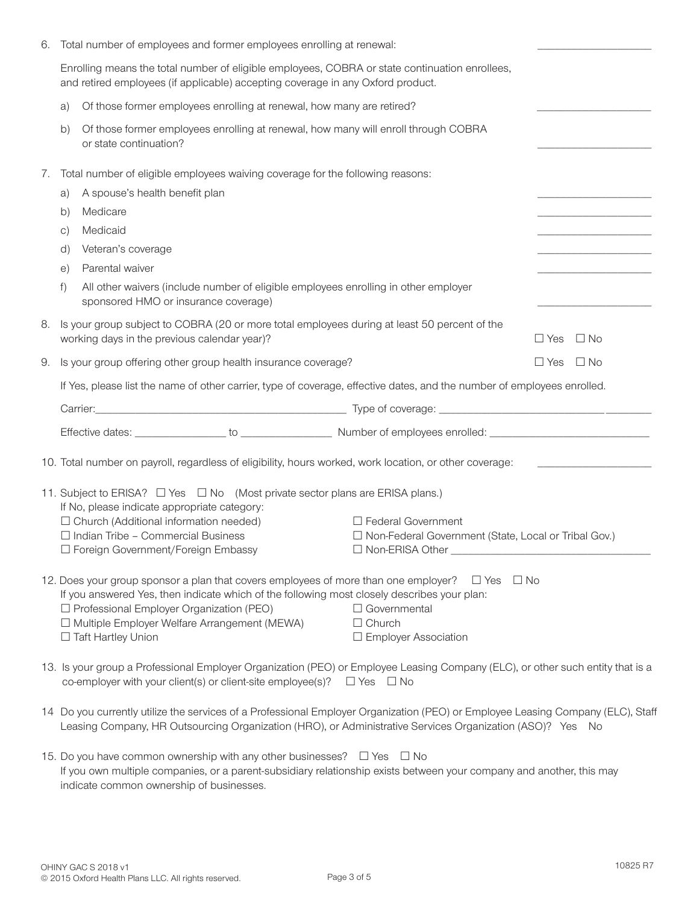6. Total number of employees and former employees enrolling at renewal: ____________________

   Enrolling means the total number of eligible employees, COBRA or state continuation enrollees, and retired employees (if applicable) accepting coverage in any Oxford product.

   a) Of those former employees enrolling at renewal, how many are retired? ____________________

   b) Of those former employees enrolling at renewal, how many will enroll through COBRA or state continuation? ____________________

7. Total number of eligible employees waiving coverage for the following reasons:

   a) A spouse's health benefit plan ____________________

   b) Medicare ____________________

   c) Medicaid ____________________

   d) Veteran's coverage ____________________

   e) Parental waiver ____________________

   f) All other waivers (include number of eligible employees enrolling in other employer sponsored HMO or insurance coverage) ____________________

8. Is your group subject to COBRA (20 or more total employees during at least 50 percent of the working days in the previous calendar year)? ☐ Yes ☐ No

9. Is your group offering other group health insurance coverage? ☐ Yes ☐ No

   If Yes, please list the name of other carrier, type of coverage, effective dates, and the number of employees enrolled.

   Carrier: ____________________ Type of coverage: ____________________

   Effective dates: ________________ to ________________ Number of employees enrolled: ____________________

10. Total number on payroll, regardless of eligibility, hours worked, work location, or other coverage: ____________________

11. Subject to ERISA? ☐ Yes ☐ No (Most private sector plans are ERISA plans.)
    If No, please indicate appropriate category:
    ☐ Church (Additional information needed)
    ☐ Indian Tribe – Commercial Business
    ☐ Foreign Government/Foreign Embassy
    ☐ Federal Government
    ☐ Non-Federal Government (State, Local or Tribal Gov.)
    ☐ Non-ERISA Other ____________________

12. Does your group sponsor a plan that covers employees of more than one employer? ☐ Yes ☐ No
    If you answered Yes, then indicate which of the following most closely describes your plan:
    ☐ Professional Employer Organization (PEO)
    ☐ Multiple Employer Welfare Arrangement (MEWA)
    ☐ Taft Hartley Union
    ☐ Governmental
    ☐ Church
    ☐ Employer Association

13. Is your group a Professional Employer Organization (PEO) or Employee Leasing Company (ELC), or other such entity that is a co-employer with your client(s) or client-site employee(s)? ☐ Yes ☐ No

14 Do you currently utilize the services of a Professional Employer Organization (PEO) or Employee Leasing Company (ELC), Staff Leasing Company, HR Outsourcing Organization (HRO), or Administrative Services Organization (ASO)? Yes No

15. Do you have common ownership with any other businesses? ☐ Yes ☐ No
    If you own multiple companies, or a parent-subsidiary relationship exists between your company and another, this may indicate common ownership of businesses.

OHINY GAC S 2018 v1
© 2015 Oxford Health Plans LLC. All rights reserved.

10825 R7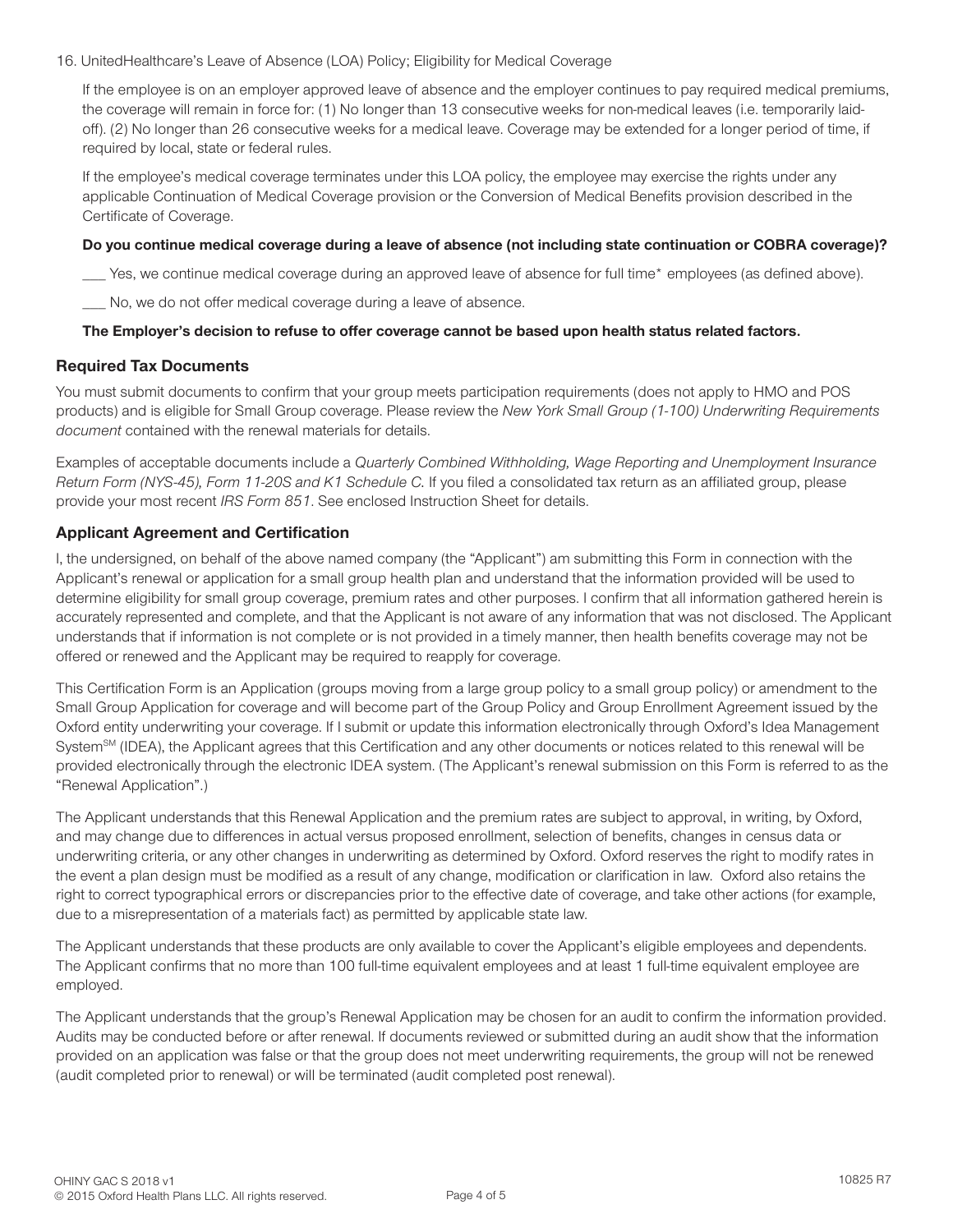16. UnitedHealthcare's Leave of Absence (LOA) Policy; Eligibility for Medical Coverage

If the employee is on an employer approved leave of absence and the employer continues to pay required medical premiums, the coverage will remain in force for: (1) No longer than 13 consecutive weeks for non-medical leaves (i.e. temporarily laid-off). (2) No longer than 26 consecutive weeks for a medical leave. Coverage may be extended for a longer period of time, if required by local, state or federal rules.

If the employee's medical coverage terminates under this LOA policy, the employee may exercise the rights under any applicable Continuation of Medical Coverage provision or the Conversion of Medical Benefits provision described in the Certificate of Coverage.

**Do you continue medical coverage during a leave of absence (not including state continuation or COBRA coverage)?**

___ Yes, we continue medical coverage during an approved leave of absence for full time* employees (as defined above).

___ No, we do not offer medical coverage during a leave of absence.

**The Employer's decision to refuse to offer coverage cannot be based upon health status related factors.**

## Required Tax Documents

You must submit documents to confirm that your group meets participation requirements (does not apply to HMO and POS products) and is eligible for Small Group coverage. Please review the *New York Small Group (1-100) Underwriting Requirements document* contained with the renewal materials for details.

Examples of acceptable documents include a *Quarterly Combined Withholding, Wage Reporting and Unemployment Insurance Return Form (NYS-45), Form 11-20S and K1 Schedule C*. If you filed a consolidated tax return as an affiliated group, please provide your most recent *IRS Form 851*. See enclosed Instruction Sheet for details.

## Applicant Agreement and Certification

I, the undersigned, on behalf of the above named company (the "Applicant") am submitting this Form in connection with the Applicant's renewal or application for a small group health plan and understand that the information provided will be used to determine eligibility for small group coverage, premium rates and other purposes. I confirm that all information gathered herein is accurately represented and complete, and that the Applicant is not aware of any information that was not disclosed. The Applicant understands that if information is not complete or is not provided in a timely manner, then health benefits coverage may not be offered or renewed and the Applicant may be required to reapply for coverage.

This Certification Form is an Application (groups moving from a large group policy to a small group policy) or amendment to the Small Group Application for coverage and will become part of the Group Policy and Group Enrollment Agreement issued by the Oxford entity underwriting your coverage. If I submit or update this information electronically through Oxford's Idea Management System[SM] (IDEA), the Applicant agrees that this Certification and any other documents or notices related to this renewal will be provided electronically through the electronic IDEA system. (The Applicant's renewal submission on this Form is referred to as the "Renewal Application".)

The Applicant understands that this Renewal Application and the premium rates are subject to approval, in writing, by Oxford, and may change due to differences in actual versus proposed enrollment, selection of benefits, changes in census data or underwriting criteria, or any other changes in underwriting as determined by Oxford. Oxford reserves the right to modify rates in the event a plan design must be modified as a result of any change, modification or clarification in law. Oxford also retains the right to correct typographical errors or discrepancies prior to the effective date of coverage, and take other actions (for example, due to a misrepresentation of a materials fact) as permitted by applicable state law.

The Applicant understands that these products are only available to cover the Applicant's eligible employees and dependents. The Applicant confirms that no more than 100 full-time equivalent employees and at least 1 full-time equivalent employee are employed.

The Applicant understands that the group's Renewal Application may be chosen for an audit to confirm the information provided. Audits may be conducted before or after renewal. If documents reviewed or submitted during an audit show that the information provided on an application was false or that the group does not meet underwriting requirements, the group will not be renewed (audit completed prior to renewal) or will be terminated (audit completed post renewal).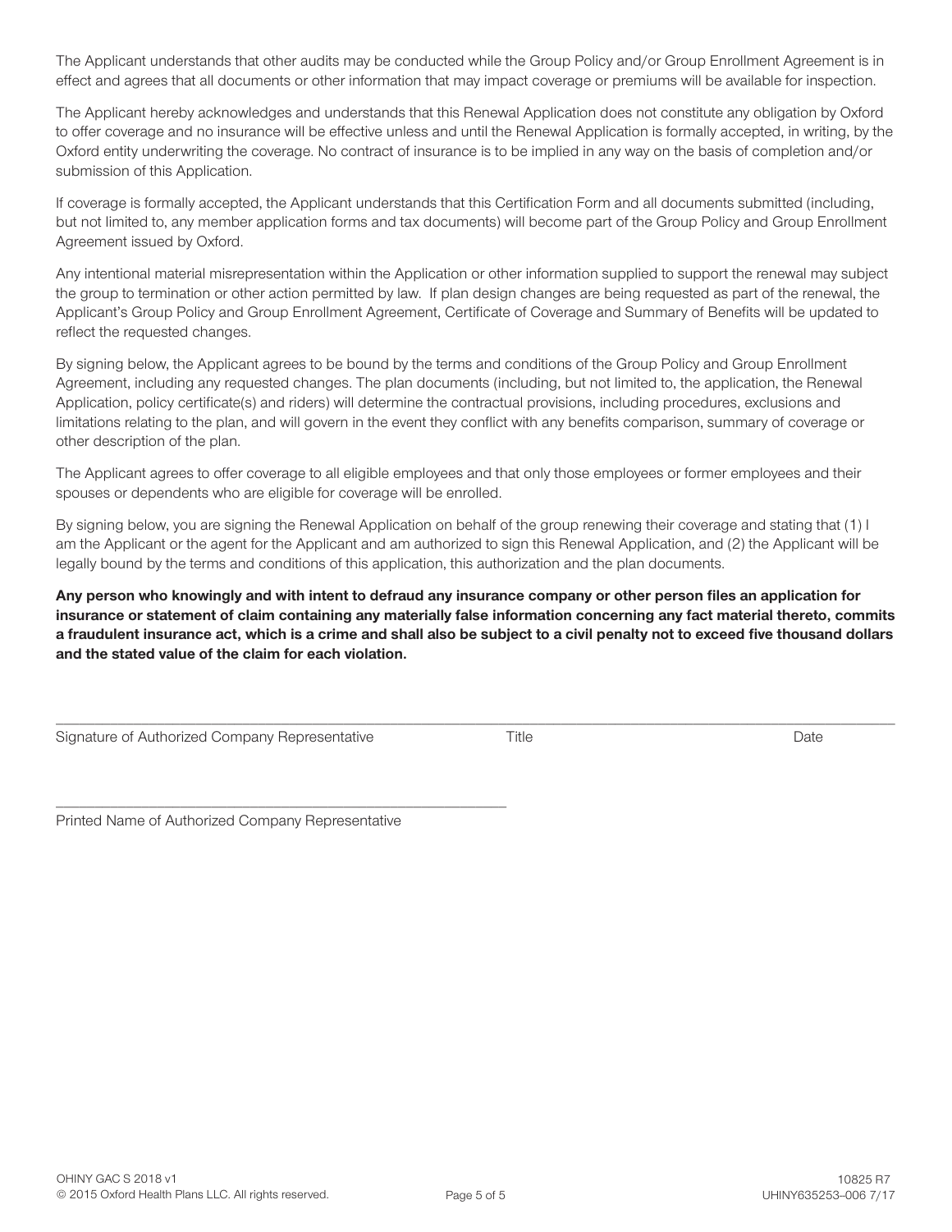The Applicant understands that other audits may be conducted while the Group Policy and/or Group Enrollment Agreement is in effect and agrees that all documents or other information that may impact coverage or premiums will be available for inspection.

The Applicant hereby acknowledges and understands that this Renewal Application does not constitute any obligation by Oxford to offer coverage and no insurance will be effective unless and until the Renewal Application is formally accepted, in writing, by the Oxford entity underwriting the coverage. No contract of insurance is to be implied in any way on the basis of completion and/or submission of this Application.

If coverage is formally accepted, the Applicant understands that this Certification Form and all documents submitted (including, but not limited to, any member application forms and tax documents) will become part of the Group Policy and Group Enrollment Agreement issued by Oxford.

Any intentional material misrepresentation within the Application or other information supplied to support the renewal may subject the group to termination or other action permitted by law. If plan design changes are being requested as part of the renewal, the Applicant's Group Policy and Group Enrollment Agreement, Certificate of Coverage and Summary of Benefits will be updated to reflect the requested changes.

By signing below, the Applicant agrees to be bound by the terms and conditions of the Group Policy and Group Enrollment Agreement, including any requested changes. The plan documents (including, but not limited to, the application, the Renewal Application, policy certificate(s) and riders) will determine the contractual provisions, including procedures, exclusions and limitations relating to the plan, and will govern in the event they conflict with any benefits comparison, summary of coverage or other description of the plan.

The Applicant agrees to offer coverage to all eligible employees and that only those employees or former employees and their spouses or dependents who are eligible for coverage will be enrolled.

By signing below, you are signing the Renewal Application on behalf of the group renewing their coverage and stating that (1) I am the Applicant or the agent for the Applicant and am authorized to sign this Renewal Application, and (2) the Applicant will be legally bound by the terms and conditions of this application, this authorization and the plan documents.

**Any person who knowingly and with intent to defraud any insurance company or other person files an application for insurance or statement of claim containing any materially false information concerning any fact material thereto, commits a fraudulent insurance act, which is a crime and shall also be subject to a civil penalty not to exceed five thousand dollars and the stated value of the claim for each violation.**

\_\_\_\_\_\_\_\_\_\_\_\_\_\_\_\_\_\_\_\_\_\_\_\_\_\_\_\_\_\_\_\_\_\_\_\_\_\_\_\_\_\_\_\_\_\_\_\_\_\_\_\_\_\_\_\_\_\_\_\_\_\_\_\_\_\_\_\_\_\_\_\_\_\_\_\_\_\_

Signature of Authorized Company Representative          Title          Date

\_\_\_\_\_\_\_\_\_\_\_\_\_\_\_\_\_\_\_\_\_\_\_\_\_\_\_\_\_\_\_\_\_\_\_\_\_\_\_\_\_\_\_\_\_\_

Printed Name of Authorized Company Representative

OHINY GAC S 2018 v1
© 2015 Oxford Health Plans LLC. All rights reserved.

10825 R7
UHINY635253–006 7/17